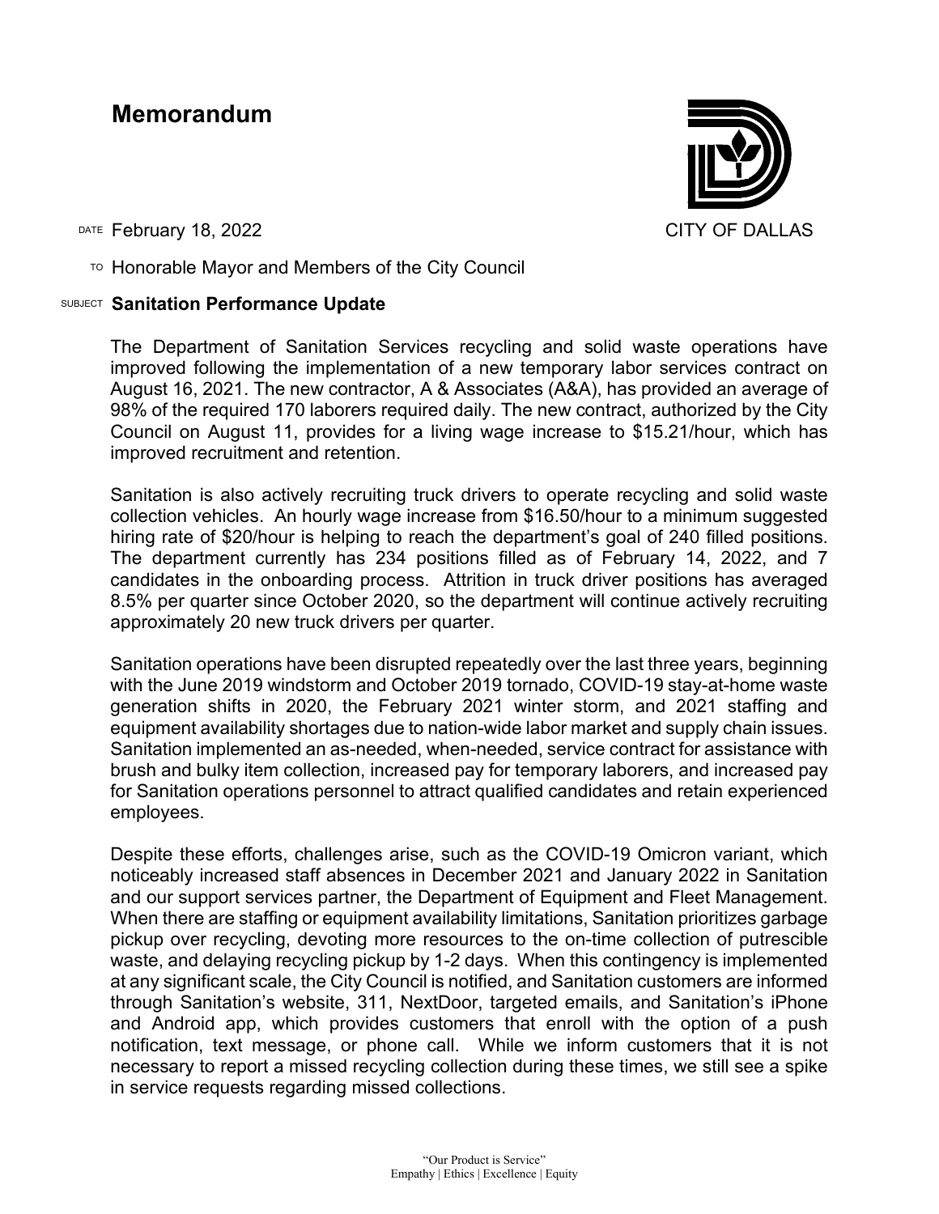# Memorandum

CITY OF DALLAS

DATE February 18, 2022

TO Honorable Mayor and Members of the City Council

SUBJECT **Sanitation Performance Update**

The Department of Sanitation Services recycling and solid waste operations have improved following the implementation of a new temporary labor services contract on August 16, 2021. The new contractor, A & Associates (A&A), has provided an average of 98% of the required 170 laborers required daily. The new contract, authorized by the City Council on August 11, provides for a living wage increase to $15.21/hour, which has improved recruitment and retention.

Sanitation is also actively recruiting truck drivers to operate recycling and solid waste collection vehicles. An hourly wage increase from $16.50/hour to a minimum suggested hiring rate of $20/hour is helping to reach the department's goal of 240 filled positions. The department currently has 234 positions filled as of February 14, 2022, and 7 candidates in the onboarding process. Attrition in truck driver positions has averaged 8.5% per quarter since October 2020, so the department will continue actively recruiting approximately 20 new truck drivers per quarter.

Sanitation operations have been disrupted repeatedly over the last three years, beginning with the June 2019 windstorm and October 2019 tornado, COVID-19 stay-at-home waste generation shifts in 2020, the February 2021 winter storm, and 2021 staffing and equipment availability shortages due to nation-wide labor market and supply chain issues. Sanitation implemented an as-needed, when-needed, service contract for assistance with brush and bulky item collection, increased pay for temporary laborers, and increased pay for Sanitation operations personnel to attract qualified candidates and retain experienced employees.

Despite these efforts, challenges arise, such as the COVID-19 Omicron variant, which noticeably increased staff absences in December 2021 and January 2022 in Sanitation and our support services partner, the Department of Equipment and Fleet Management. When there are staffing or equipment availability limitations, Sanitation prioritizes garbage pickup over recycling, devoting more resources to the on-time collection of putrescible waste, and delaying recycling pickup by 1-2 days. When this contingency is implemented at any significant scale, the City Council is notified, and Sanitation customers are informed through Sanitation's website, 311, NextDoor, targeted emails, and Sanitation's iPhone and Android app, which provides customers that enroll with the option of a push notification, text message, or phone call. While we inform customers that it is not necessary to report a missed recycling collection during these times, we still see a spike in service requests regarding missed collections.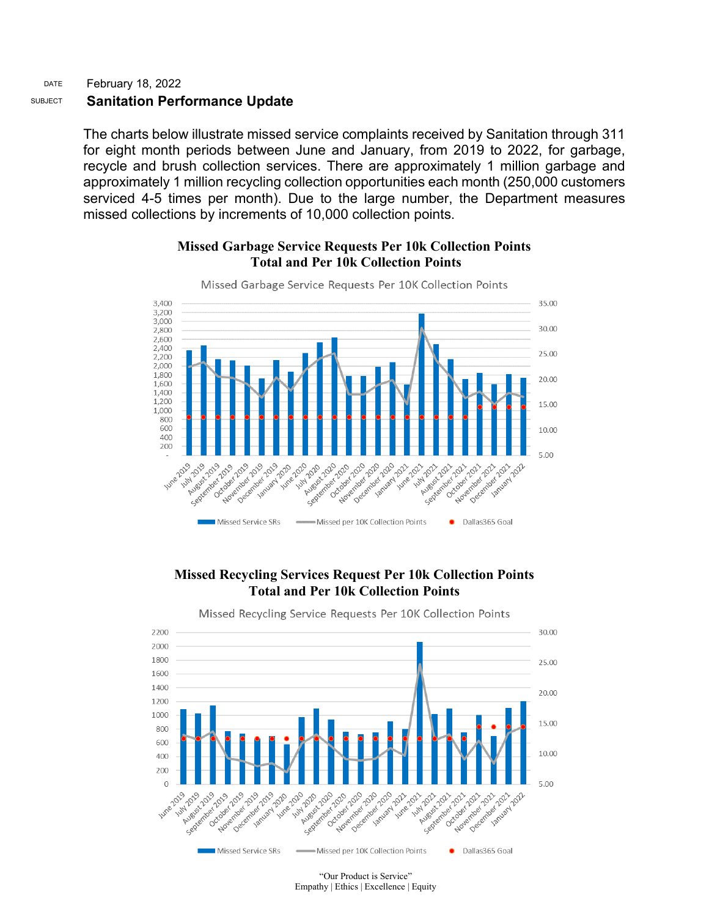DATE February 18, 2022

SUBJECT **Sanitation Performance Update**

The charts below illustrate missed service complaints received by Sanitation through 311 for eight month periods between June and January, from 2019 to 2022, for garbage, recycle and brush collection services. There are approximately 1 million garbage and approximately 1 million recycling collection opportunities each month (250,000 customers serviced 4-5 times per month). Due to the large number, the Department measures missed collections by increments of 10,000 collection points.

**Missed Garbage Service Requests Per 10k Collection Points Total and Per 10k Collection Points**

Missed Garbage Service Requests Per 10K Collection Points

Legend: Missed Service SRs, Missed per 10K Collection Points, Dallas365 Goal

**Missed Recycling Services Request Per 10k Collection Points Total and Per 10k Collection Points**

Missed Recycling Service Requests Per 10K Collection Points

Legend: Missed Service SRs, Missed per 10K Collection Points, Dallas365 Goal

"Our Product is Service"
Empathy | Ethics | Excellence | Equity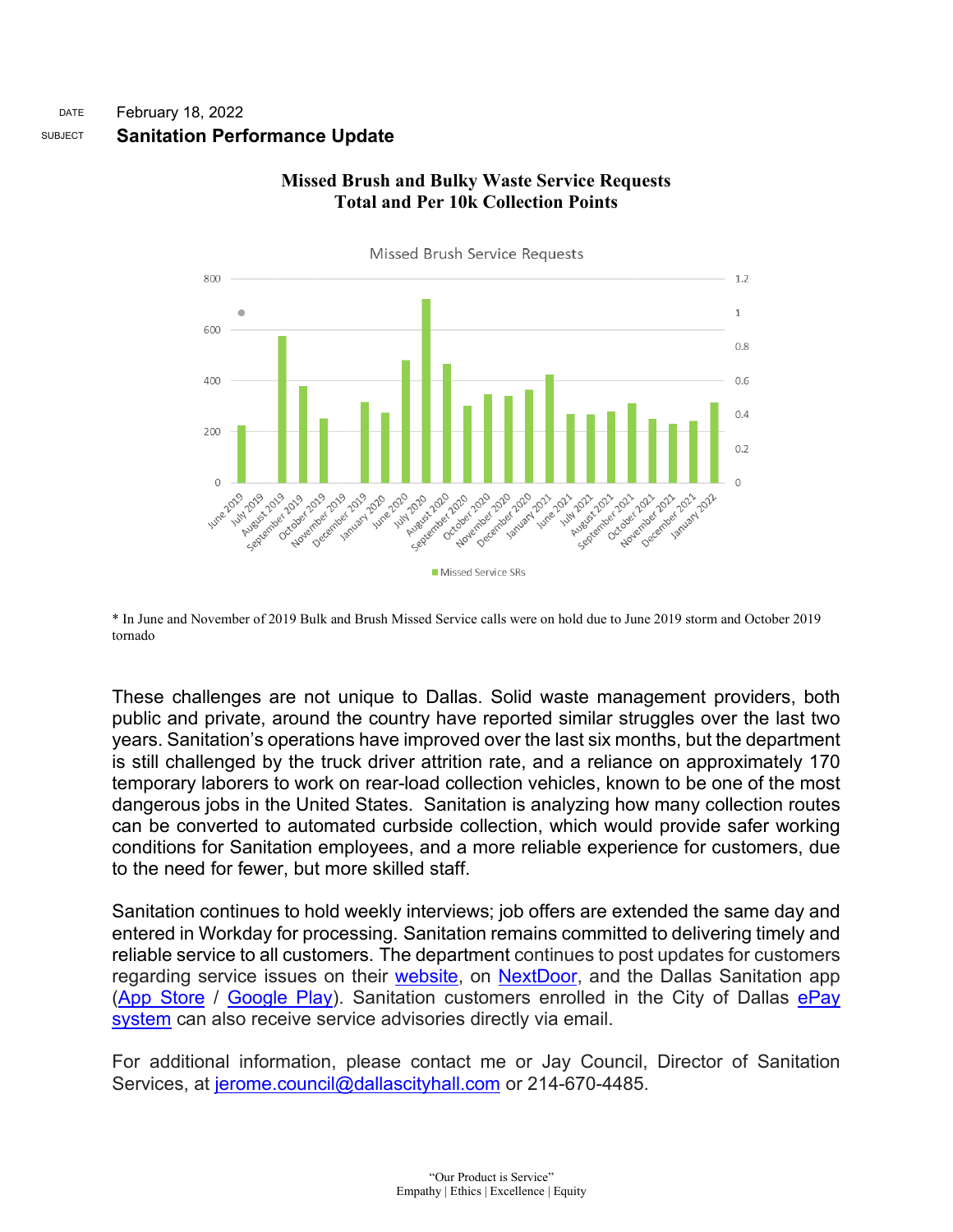DATE February 18, 2022

SUBJECT **Sanitation Performance Update**

**Missed Brush and Bulky Waste Service Requests**
**Total and Per 10k Collection Points**

Missed Brush Service Requests

■ Missed Service SRs

\* In June and November of 2019 Bulk and Brush Missed Service calls were on hold due to June 2019 storm and October 2019 tornado

These challenges are not unique to Dallas. Solid waste management providers, both public and private, around the country have reported similar struggles over the last two years. Sanitation's operations have improved over the last six months, but the department is still challenged by the truck driver attrition rate, and a reliance on approximately 170 temporary laborers to work on rear-load collection vehicles, known to be one of the most dangerous jobs in the United States. Sanitation is analyzing how many collection routes can be converted to automated curbside collection, which would provide safer working conditions for Sanitation employees, and a more reliable experience for customers, due to the need for fewer, but more skilled staff.

Sanitation continues to hold weekly interviews; job offers are extended the same day and entered in Workday for processing. Sanitation remains committed to delivering timely and reliable service to all customers. The department continues to post updates for customers regarding service issues on their website, on NextDoor, and the Dallas Sanitation app (App Store / Google Play). Sanitation customers enrolled in the City of Dallas ePay system can also receive service advisories directly via email.

For additional information, please contact me or Jay Council, Director of Sanitation Services, at jerome.council@dallascityhall.com or 214-670-4485.

"Our Product is Service"
Empathy | Ethics | Excellence | Equity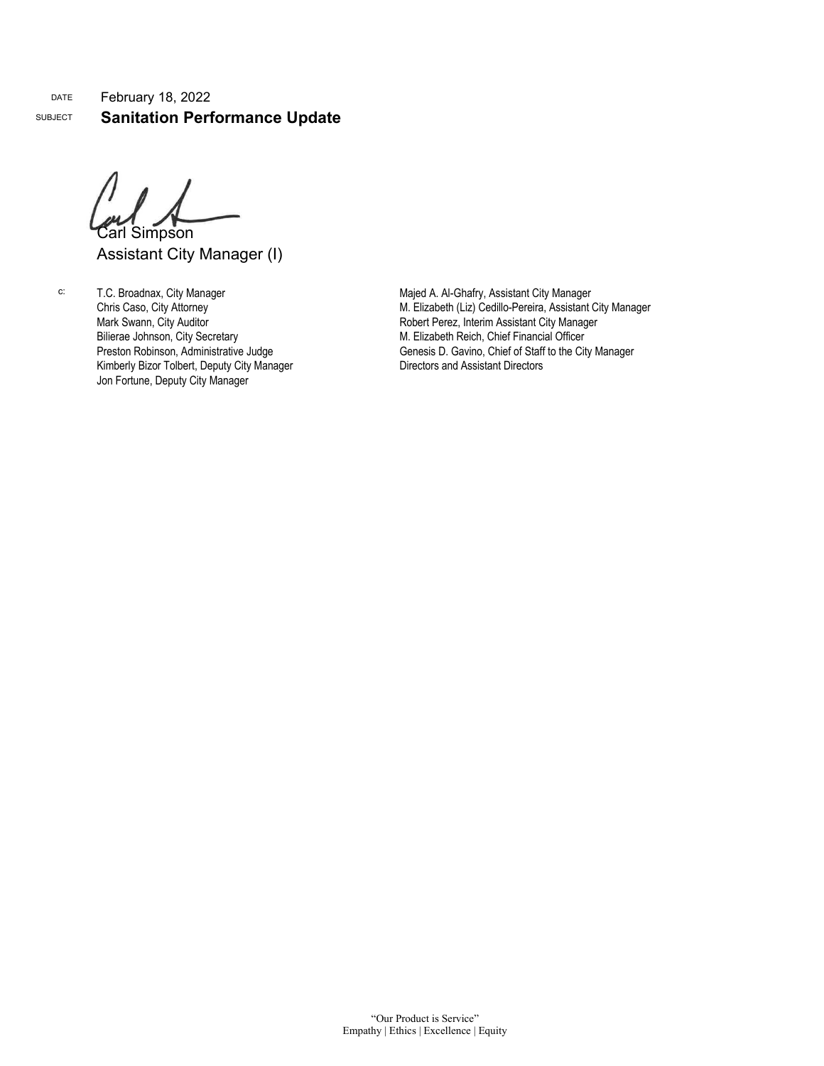DATE February 18, 2022

SUBJECT **Sanitation Performance Update**

Carl Simpson
Assistant City Manager (I)

c: T.C. Broadnax, City Manager
Chris Caso, City Attorney
Mark Swann, City Auditor
Bilierae Johnson, City Secretary
Preston Robinson, Administrative Judge
Kimberly Bizor Tolbert, Deputy City Manager
Jon Fortune, Deputy City Manager
Majed A. Al-Ghafry, Assistant City Manager
M. Elizabeth (Liz) Cedillo-Pereira, Assistant City Manager
Robert Perez, Interim Assistant City Manager
M. Elizabeth Reich, Chief Financial Officer
Genesis D. Gavino, Chief of Staff to the City Manager
Directors and Assistant Directors

"Our Product is Service"
Empathy | Ethics | Excellence | Equity